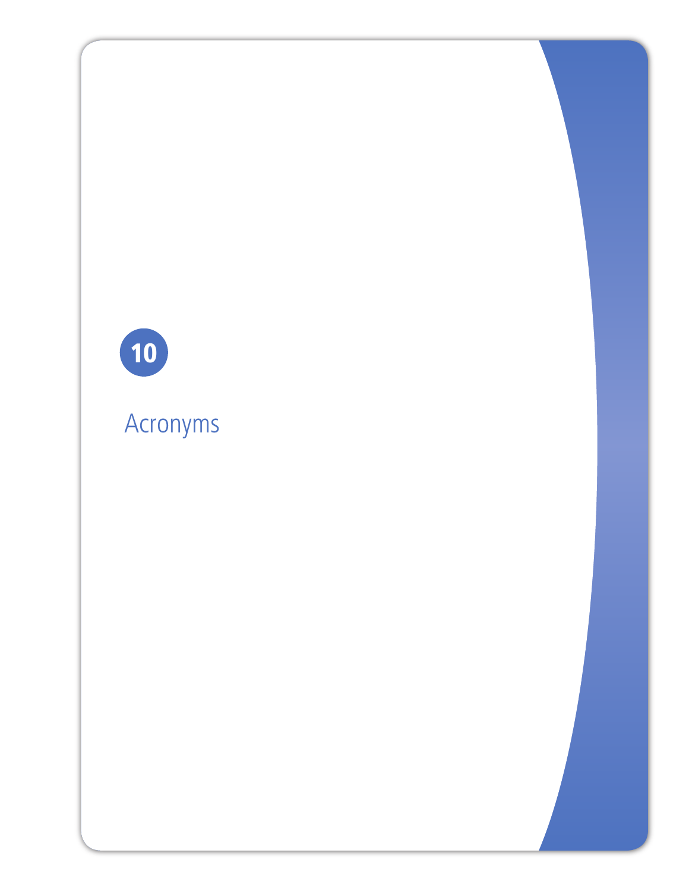# 10

# Acronyms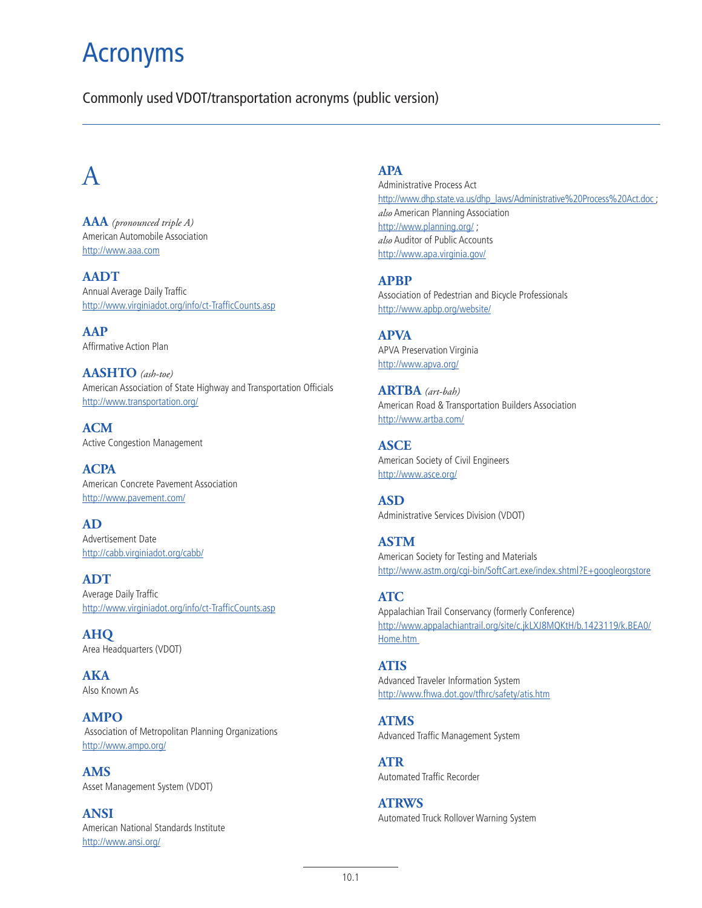# Acronyms

Commonly used VDOT/transportation acronyms (public version)

---

# A

**AAA** *(pronounced triple A)*
American Automobile Association
http://www.aaa.com

**AADT**
Annual Average Daily Traffic
http://www.virginiadot.org/info/ct-TrafficCounts.asp

**AAP**
Affirmative Action Plan

**AASHTO** *(ash-toe)*
American Association of State Highway and Transportation Officials
http://www.transportation.org/

**ACM**
Active Congestion Management

**ACPA**
American Concrete Pavement Association
http://www.pavement.com/

**AD**
Advertisement Date
http://cabb.virginiadot.org/cabb/

**ADT**
Average Daily Traffic
http://www.virginiadot.org/info/ct-TrafficCounts.asp

**AHQ**
Area Headquarters (VDOT)

**AKA**
Also Known As

**AMPO**
Association of Metropolitan Planning Organizations
http://www.ampo.org/

**AMS**
Asset Management System (VDOT)

**ANSI**
American National Standards Institute
http://www.ansi.org/

**APA**
Administrative Process Act
http://www.dhp.state.va.us/dhp_laws/Administrative%20Process%20Act.doc ;
*also* American Planning Association
http://www.planning.org/ ;
*also* Auditor of Public Accounts
http://www.apa.virginia.gov/

**APBP**
Association of Pedestrian and Bicycle Professionals
http://www.apbp.org/website/

**APVA**
APVA Preservation Virginia
http://www.apva.org/

**ARTBA** *(art-bah)*
American Road & Transportation Builders Association
http://www.artba.com/

**ASCE**
American Society of Civil Engineers
http://www.asce.org/

**ASD**
Administrative Services Division (VDOT)

**ASTM**
American Society for Testing and Materials
http://www.astm.org/cgi-bin/SoftCart.exe/index.shtml?E+googleorgstore

**ATC**
Appalachian Trail Conservancy (formerly Conference)
http://www.appalachiantrail.org/site/c.jkLXJ8MQKtH/b.1423119/k.BEA0/Home.htm

**ATIS**
Advanced Traveler Information System
http://www.fhwa.dot.gov/tfhrc/safety/atis.htm

**ATMS**
Advanced Traffic Management System

**ATR**
Automated Traffic Recorder

**ATRWS**
Automated Truck Rollover Warning System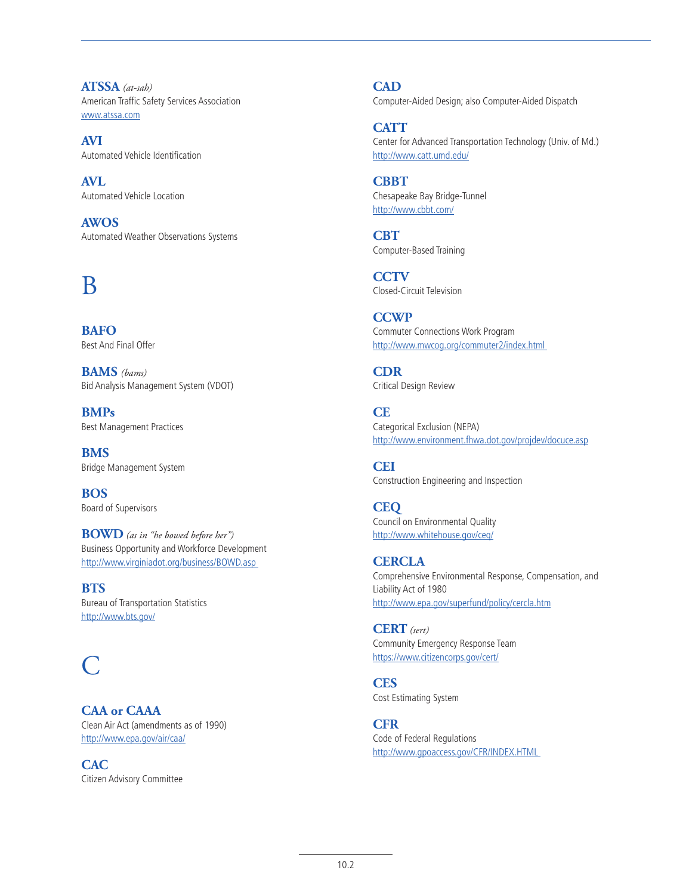**ATSSA** *(at-sah)*
American Traffic Safety Services Association
www.atssa.com

**AVI**
Automated Vehicle Identification

**AVL**
Automated Vehicle Location

**AWOS**
Automated Weather Observations Systems

# B

**BAFO**
Best And Final Offer

**BAMS** *(bams)*
Bid Analysis Management System (VDOT)

**BMPs**
Best Management Practices

**BMS**
Bridge Management System

**BOS**
Board of Supervisors

**BOWD** *(as in "he bowed before her")*
Business Opportunity and Workforce Development
http://www.virginiadot.org/business/BOWD.asp

**BTS**
Bureau of Transportation Statistics
http://www.bts.gov/

# C

**CAA or CAAA**
Clean Air Act (amendments as of 1990)
http://www.epa.gov/air/caa/

**CAC**
Citizen Advisory Committee

**CAD**
Computer-Aided Design; also Computer-Aided Dispatch

**CATT**
Center for Advanced Transportation Technology (Univ. of Md.)
http://www.catt.umd.edu/

**CBBT**
Chesapeake Bay Bridge-Tunnel
http://www.cbbt.com/

**CBT**
Computer-Based Training

**CCTV**
Closed-Circuit Television

**CCWP**
Commuter Connections Work Program
http://www.mwcog.org/commuter2/index.html

**CDR**
Critical Design Review

**CE**
Categorical Exclusion (NEPA)
http://www.environment.fhwa.dot.gov/projdev/docuce.asp

**CEI**
Construction Engineering and Inspection

**CEQ**
Council on Environmental Quality
http://www.whitehouse.gov/ceq/

**CERCLA**
Comprehensive Environmental Response, Compensation, and Liability Act of 1980
http://www.epa.gov/superfund/policy/cercla.htm

**CERT** *(sert)*
Community Emergency Response Team
https://www.citizencorps.gov/cert/

**CES**
Cost Estimating System

**CFR**
Code of Federal Regulations
http://www.gpoaccess.gov/CFR/INDEX.HTML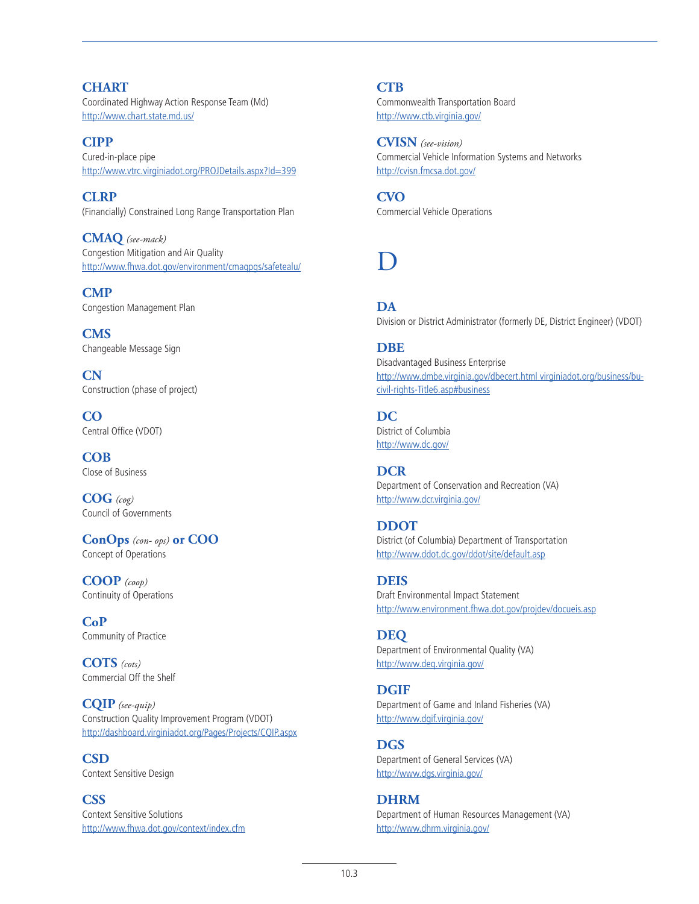**CHART**
Coordinated Highway Action Response Team (Md)
http://www.chart.state.md.us/

**CIPP**
Cured-in-place pipe
http://www.vtrc.virginiadot.org/PROJDetails.aspx?Id=399

**CLRP**
(Financially) Constrained Long Range Transportation Plan

**CMAQ** *(see-mack)*
Congestion Mitigation and Air Quality
http://www.fhwa.dot.gov/environment/cmaqpgs/safetealu/

**CMP**
Congestion Management Plan

**CMS**
Changeable Message Sign

**CN**
Construction (phase of project)

**CO**
Central Office (VDOT)

**COB**
Close of Business

**COG** *(cog)*
Council of Governments

**ConOps** *(con- ops)* **or COO**
Concept of Operations

**COOP** *(coop)*
Continuity of Operations

**CoP**
Community of Practice

**COTS** *(cots)*
Commercial Off the Shelf

**CQIP** *(see-quip)*
Construction Quality Improvement Program (VDOT)
http://dashboard.virginiadot.org/Pages/Projects/CQIP.aspx

**CSD**
Context Sensitive Design

**CSS**
Context Sensitive Solutions
http://www.fhwa.dot.gov/context/index.cfm

**CTB**
Commonwealth Transportation Board
http://www.ctb.virginia.gov/

**CVISN** *(see-vision)*
Commercial Vehicle Information Systems and Networks
http://cvisn.fmcsa.dot.gov/

**CVO**
Commercial Vehicle Operations

# D

**DA**
Division or District Administrator (formerly DE, District Engineer) (VDOT)

**DBE**
Disadvantaged Business Enterprise
http://www.dmbe.virginia.gov/dbecert.html virginiadot.org/business/bu-civil-rights-Title6.asp#business

**DC**
District of Columbia
http://www.dc.gov/

**DCR**
Department of Conservation and Recreation (VA)
http://www.dcr.virginia.gov/

**DDOT**
District (of Columbia) Department of Transportation
http://www.ddot.dc.gov/ddot/site/default.asp

**DEIS**
Draft Environmental Impact Statement
http://www.environment.fhwa.dot.gov/projdev/docueis.asp

**DEQ**
Department of Environmental Quality (VA)
http://www.deq.virginia.gov/

**DGIF**
Department of Game and Inland Fisheries (VA)
http://www.dgif.virginia.gov/

**DGS**
Department of General Services (VA)
http://www.dgs.virginia.gov/

**DHRM**
Department of Human Resources Management (VA)
http://www.dhrm.virginia.gov/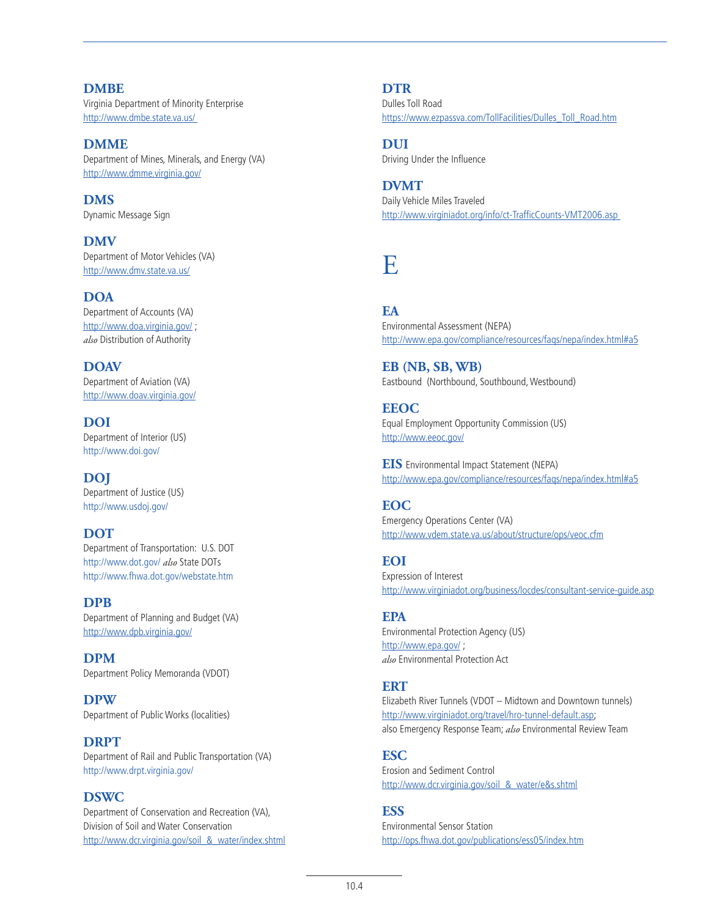**DMBE**
Virginia Department of Minority Enterprise
http://www.dmbe.state.va.us/

**DMME**
Department of Mines, Minerals, and Energy (VA)
http://www.dmme.virginia.gov/

**DMS**
Dynamic Message Sign

**DMV**
Department of Motor Vehicles (VA)
http://www.dmv.state.va.us/

**DOA**
Department of Accounts (VA)
http://www.doa.virginia.gov/ ;
*also* Distribution of Authority

**DOAV**
Department of Aviation (VA)
http://www.doav.virginia.gov/

**DOI**
Department of Interior (US)
http://www.doi.gov/

**DOJ**
Department of Justice (US)
http://www.usdoj.gov/

**DOT**
Department of Transportation: U.S. DOT
http://www.dot.gov/ *also* State DOTs
http://www.fhwa.dot.gov/webstate.htm

**DPB**
Department of Planning and Budget (VA)
http://www.dpb.virginia.gov/

**DPM**
Department Policy Memoranda (VDOT)

**DPW**
Department of Public Works (localities)

**DRPT**
Department of Rail and Public Transportation (VA)
http://www.drpt.virginia.gov/

**DSWC**
Department of Conservation and Recreation (VA),
Division of Soil and Water Conservation
http://www.dcr.virginia.gov/soil_&_water/index.shtml

**DTR**
Dulles Toll Road
https://www.ezpassva.com/TollFacilities/Dulles_Toll_Road.htm

**DUI**
Driving Under the Influence

**DVMT**
Daily Vehicle Miles Traveled
http://www.virginiadot.org/info/ct-TrafficCounts-VMT2006.asp

# E

**EA**
Environmental Assessment (NEPA)
http://www.epa.gov/compliance/resources/faqs/nepa/index.html#a5

**EB (NB, SB, WB)**
Eastbound (Northbound, Southbound, Westbound)

**EEOC**
Equal Employment Opportunity Commission (US)
http://www.eeoc.gov/

**EIS** Environmental Impact Statement (NEPA)
http://www.epa.gov/compliance/resources/faqs/nepa/index.html#a5

**EOC**
Emergency Operations Center (VA)
http://www.vdem.state.va.us/about/structure/ops/veoc.cfm

**EOI**
Expression of Interest
http://www.virginiadot.org/business/locdes/consultant-service-guide.asp

**EPA**
Environmental Protection Agency (US)
http://www.epa.gov/ ;
*also* Environmental Protection Act

**ERT**
Elizabeth River Tunnels (VDOT – Midtown and Downtown tunnels)
http://www.virginiadot.org/travel/hro-tunnel-default.asp;
also Emergency Response Team; *also* Environmental Review Team

**ESC**
Erosion and Sediment Control
http://www.dcr.virginia.gov/soil_&_water/e&s.shtml

**ESS**
Environmental Sensor Station
http://ops.fhwa.dot.gov/publications/ess05/index.htm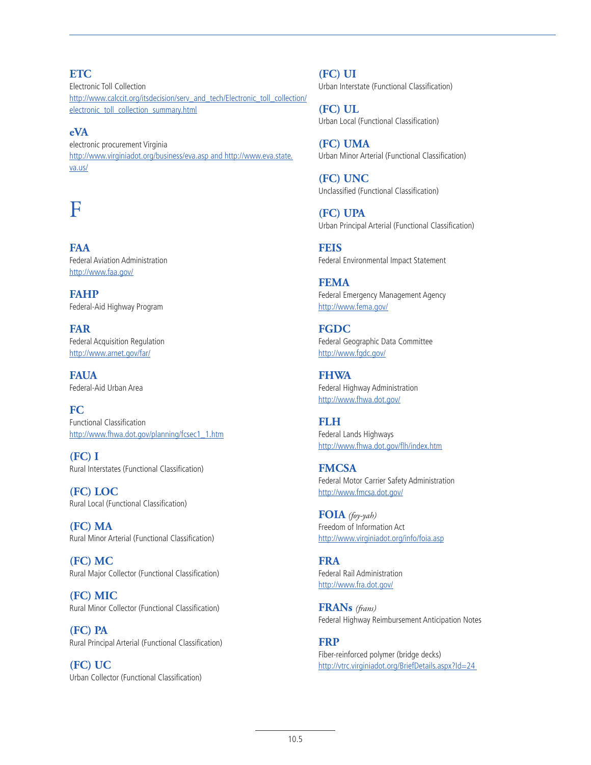### ETC
Electronic Toll Collection
http://www.calccit.org/itsdecision/serv_and_tech/Electronic_toll_collection/electronic_toll_collection_summary.html

### eVA
electronic procurement Virginia
http://www.virginiadot.org/business/eva.asp and http://www.eva.state.va.us/

# F

### FAA
Federal Aviation Administration
http://www.faa.gov/

### FAHP
Federal-Aid Highway Program

### FAR
Federal Acquisition Regulation
http://www.arnet.gov/far/

### FAUA
Federal-Aid Urban Area

### FC
Functional Classification
http://www.fhwa.dot.gov/planning/fcsec1_1.htm

### (FC) I
Rural Interstates (Functional Classification)

### (FC) LOC
Rural Local (Functional Classification)

### (FC) MA
Rural Minor Arterial (Functional Classification)

### (FC) MC
Rural Major Collector (Functional Classification)

### (FC) MIC
Rural Minor Collector (Functional Classification)

### (FC) PA
Rural Principal Arterial (Functional Classification)

### (FC) UC
Urban Collector (Functional Classification)

### (FC) UI
Urban Interstate (Functional Classification)

### (FC) UL
Urban Local (Functional Classification)

### (FC) UMA
Urban Minor Arterial (Functional Classification)

### (FC) UNC
Unclassified (Functional Classification)

### (FC) UPA
Urban Principal Arterial (Functional Classification)

### FEIS
Federal Environmental Impact Statement

### FEMA
Federal Emergency Management Agency
http://www.fema.gov/

### FGDC
Federal Geographic Data Committee
http://www.fgdc.gov/

### FHWA
Federal Highway Administration
http://www.fhwa.dot.gov/

### FLH
Federal Lands Highways
http://www.fhwa.dot.gov/flh/index.htm

### FMCSA
Federal Motor Carrier Safety Administration
http://www.fmcsa.dot.gov/

### FOIA *(foy-yah)*
Freedom of Information Act
http://www.virginiadot.org/info/foia.asp

### FRA
Federal Rail Administration
http://www.fra.dot.gov/

### FRANs *(frans)*
Federal Highway Reimbursement Anticipation Notes

### FRP
Fiber-reinforced polymer (bridge decks)
http://vtrc.virginiadot.org/BriefDetails.aspx?Id=24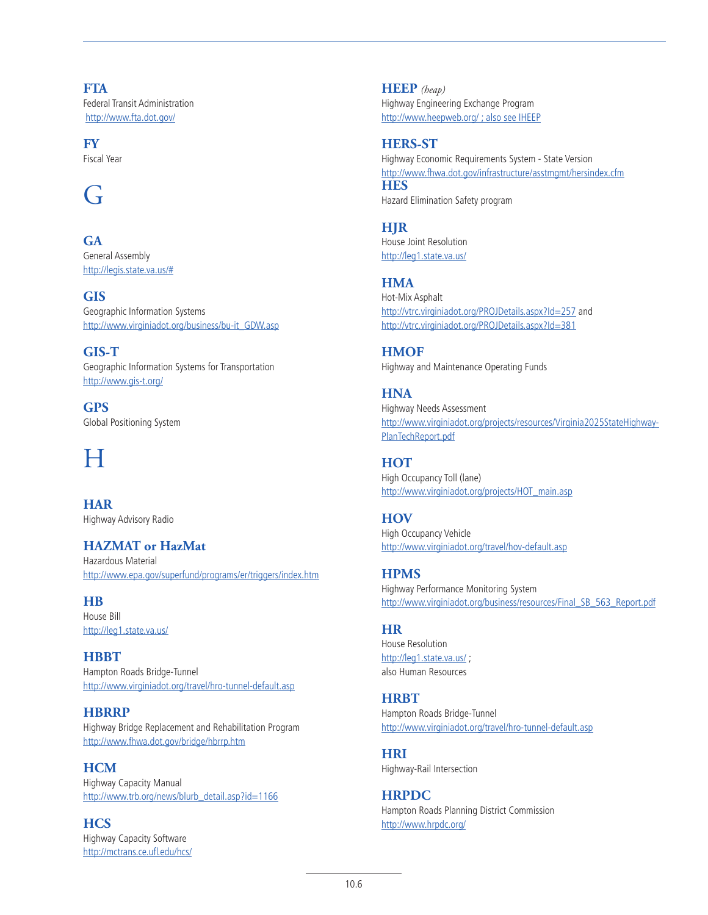**FTA**
Federal Transit Administration
http://www.fta.dot.gov/

**FY**
Fiscal Year

# G

**GA**
General Assembly
http://legis.state.va.us/#

**GIS**
Geographic Information Systems
http://www.virginiadot.org/business/bu-it_GDW.asp

**GIS-T**
Geographic Information Systems for Transportation
http://www.gis-t.org/

**GPS**
Global Positioning System

# H

**HAR**
Highway Advisory Radio

**HAZMAT or HazMat**
Hazardous Material
http://www.epa.gov/superfund/programs/er/triggers/index.htm

**HB**
House Bill
http://leg1.state.va.us/

**HBBT**
Hampton Roads Bridge-Tunnel
http://www.virginiadot.org/travel/hro-tunnel-default.asp

**HBRRP**
Highway Bridge Replacement and Rehabilitation Program
http://www.fhwa.dot.gov/bridge/hbrrp.htm

**HCM**
Highway Capacity Manual
http://www.trb.org/news/blurb_detail.asp?id=1166

**HCS**
Highway Capacity Software
http://mctrans.ce.ufl.edu/hcs/

**HEEP** *(heap)*
Highway Engineering Exchange Program
http://www.heepweb.org/ ; also see IHEEP

**HERS-ST**
Highway Economic Requirements System - State Version
http://www.fhwa.dot.gov/infrastructure/asstmgmt/hersindex.cfm

**HES**
Hazard Elimination Safety program

**HJR**
House Joint Resolution
http://leg1.state.va.us/

**HMA**
Hot-Mix Asphalt
http://vtrc.virginiadot.org/PROJDetails.aspx?Id=257 and
http://vtrc.virginiadot.org/PROJDetails.aspx?Id=381

**HMOF**
Highway and Maintenance Operating Funds

**HNA**
Highway Needs Assessment
http://www.virginiadot.org/projects/resources/Virginia2025StateHighway-PlanTechReport.pdf

**HOT**
High Occupancy Toll (lane)
http://www.virginiadot.org/projects/HOT_main.asp

**HOV**
High Occupancy Vehicle
http://www.virginiadot.org/travel/hov-default.asp

**HPMS**
Highway Performance Monitoring System
http://www.virginiadot.org/business/resources/Final_SB_563_Report.pdf

**HR**
House Resolution
http://leg1.state.va.us/ ;
also Human Resources

**HRBT**
Hampton Roads Bridge-Tunnel
http://www.virginiadot.org/travel/hro-tunnel-default.asp

**HRI**
Highway-Rail Intersection

**HRPDC**
Hampton Roads Planning District Commission
http://www.hrpdc.org/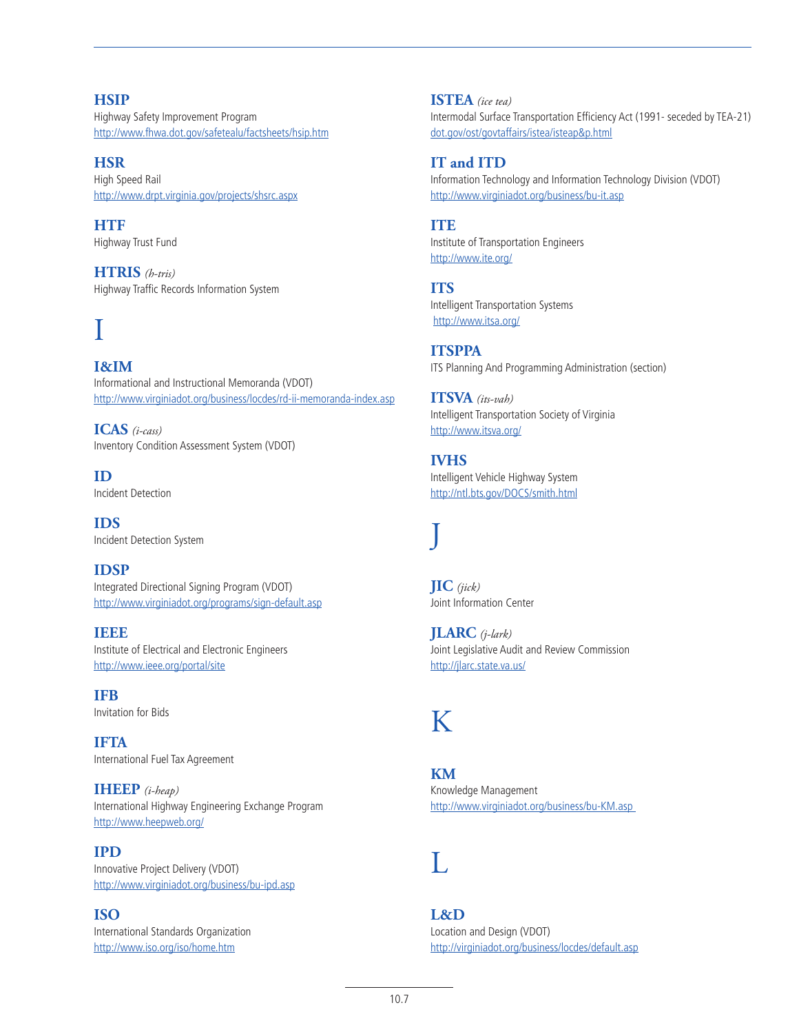### HSIP
Highway Safety Improvement Program
http://www.fhwa.dot.gov/safetealu/factsheets/hsip.htm

### HSR
High Speed Rail
http://www.drpt.virginia.gov/projects/shsrc.aspx

### HTF
Highway Trust Fund

### HTRIS *(h-tris)*
Highway Traffic Records Information System

# I

### I&IM
Informational and Instructional Memoranda (VDOT)
http://www.virginiadot.org/business/locdes/rd-ii-memoranda-index.asp

### ICAS *(i-cass)*
Inventory Condition Assessment System (VDOT)

### ID
Incident Detection

### IDS
Incident Detection System

### IDSP
Integrated Directional Signing Program (VDOT)
http://www.virginiadot.org/programs/sign-default.asp

### IEEE
Institute of Electrical and Electronic Engineers
http://www.ieee.org/portal/site

### IFB
Invitation for Bids

### IFTA
International Fuel Tax Agreement

### IHEEP *(i-heap)*
International Highway Engineering Exchange Program
http://www.heepweb.org/

### IPD
Innovative Project Delivery (VDOT)
http://www.virginiadot.org/business/bu-ipd.asp

### ISO
International Standards Organization
http://www.iso.org/iso/home.htm

### ISTEA *(ice tea)*
Intermodal Surface Transportation Efficiency Act (1991- seceded by TEA-21)
dot.gov/ost/govtaffairs/istea/isteap&p.html

### IT and ITD
Information Technology and Information Technology Division (VDOT)
http://www.virginiadot.org/business/bu-it.asp

### ITE
Institute of Transportation Engineers
http://www.ite.org/

### ITS
Intelligent Transportation Systems
http://www.itsa.org/

### ITSPPA
ITS Planning And Programming Administration (section)

### ITSVA *(its-vah)*
Intelligent Transportation Society of Virginia
http://www.itsva.org/

### IVHS
Intelligent Vehicle Highway System
http://ntl.bts.gov/DOCS/smith.html

# J

### JIC *(jick)*
Joint Information Center

### JLARC *(j-lark)*
Joint Legislative Audit and Review Commission
http://jlarc.state.va.us/

# K

### KM
Knowledge Management
http://www.virginiadot.org/business/bu-KM.asp

# L

### L&D
Location and Design (VDOT)
http://virginiadot.org/business/locdes/default.asp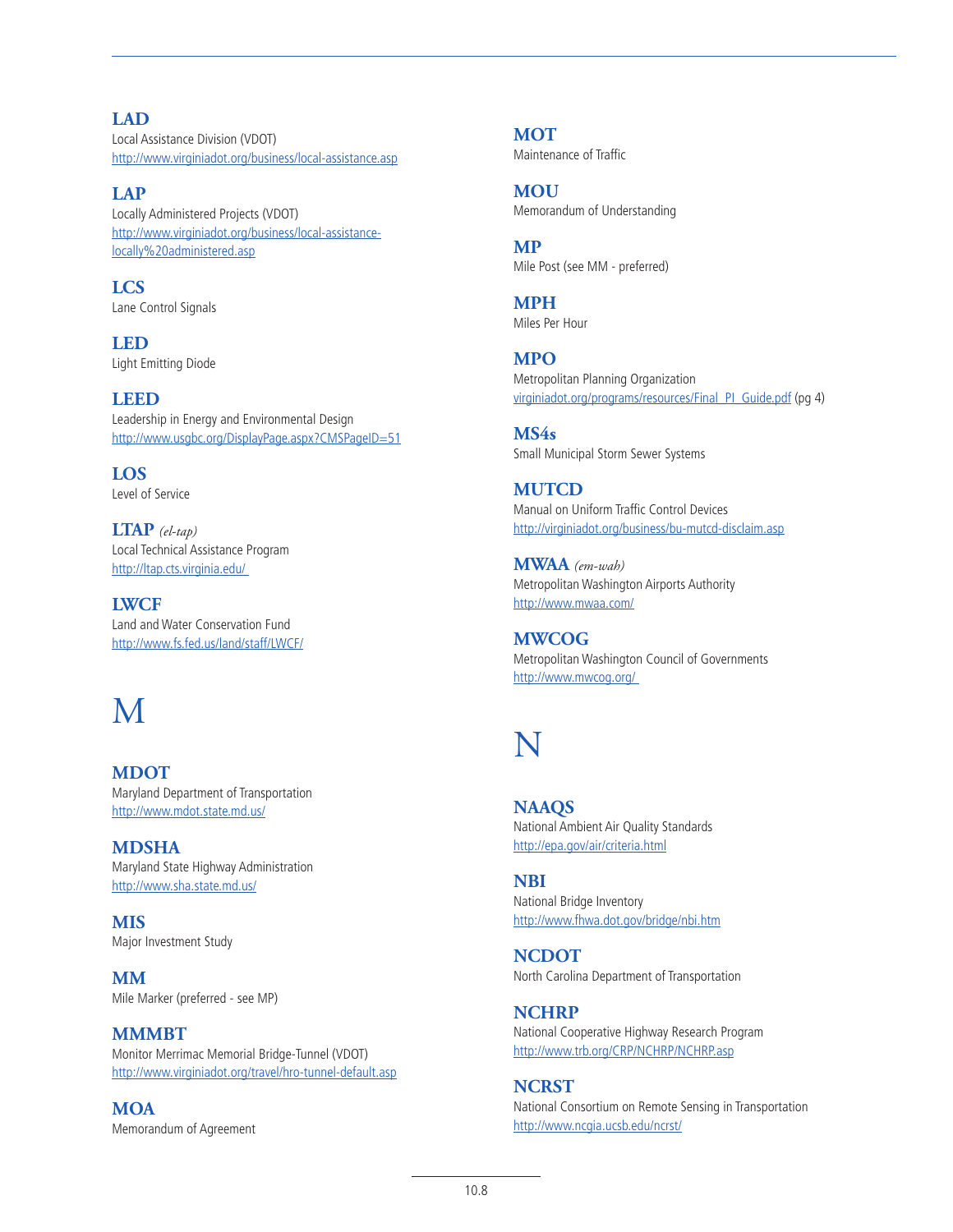**LAD**
Local Assistance Division (VDOT)
http://www.virginiadot.org/business/local-assistance.asp

**LAP**
Locally Administered Projects (VDOT)
http://www.virginiadot.org/business/local-assistance-locally%20administered.asp

**LCS**
Lane Control Signals

**LED**
Light Emitting Diode

**LEED**
Leadership in Energy and Environmental Design
http://www.usgbc.org/DisplayPage.aspx?CMSPageID=51

**LOS**
Level of Service

**LTAP** *(el-tap)*
Local Technical Assistance Program
http://ltap.cts.virginia.edu/

**LWCF**
Land and Water Conservation Fund
http://www.fs.fed.us/land/staff/LWCF/

# M

**MDOT**
Maryland Department of Transportation
http://www.mdot.state.md.us/

**MDSHA**
Maryland State Highway Administration
http://www.sha.state.md.us/

**MIS**
Major Investment Study

**MM**
Mile Marker (preferred - see MP)

**MMMBT**
Monitor Merrimac Memorial Bridge-Tunnel (VDOT)
http://www.virginiadot.org/travel/hro-tunnel-default.asp

**MOA**
Memorandum of Agreement

**MOT**
Maintenance of Traffic

**MOU**
Memorandum of Understanding

**MP**
Mile Post (see MM - preferred)

**MPH**
Miles Per Hour

**MPO**
Metropolitan Planning Organization
virginiadot.org/programs/resources/Final_PI_Guide.pdf (pg 4)

**MS4s**
Small Municipal Storm Sewer Systems

**MUTCD**
Manual on Uniform Traffic Control Devices
http://virginiadot.org/business/bu-mutcd-disclaim.asp

**MWAA** *(em-wah)*
Metropolitan Washington Airports Authority
http://www.mwaa.com/

**MWCOG**
Metropolitan Washington Council of Governments
http://www.mwcog.org/

# N

**NAAQS**
National Ambient Air Quality Standards
http://epa.gov/air/criteria.html

**NBI**
National Bridge Inventory
http://www.fhwa.dot.gov/bridge/nbi.htm

**NCDOT**
North Carolina Department of Transportation

**NCHRP**
National Cooperative Highway Research Program
http://www.trb.org/CRP/NCHRP/NCHRP.asp

**NCRST**
National Consortium on Remote Sensing in Transportation
http://www.ncgia.ucsb.edu/ncrst/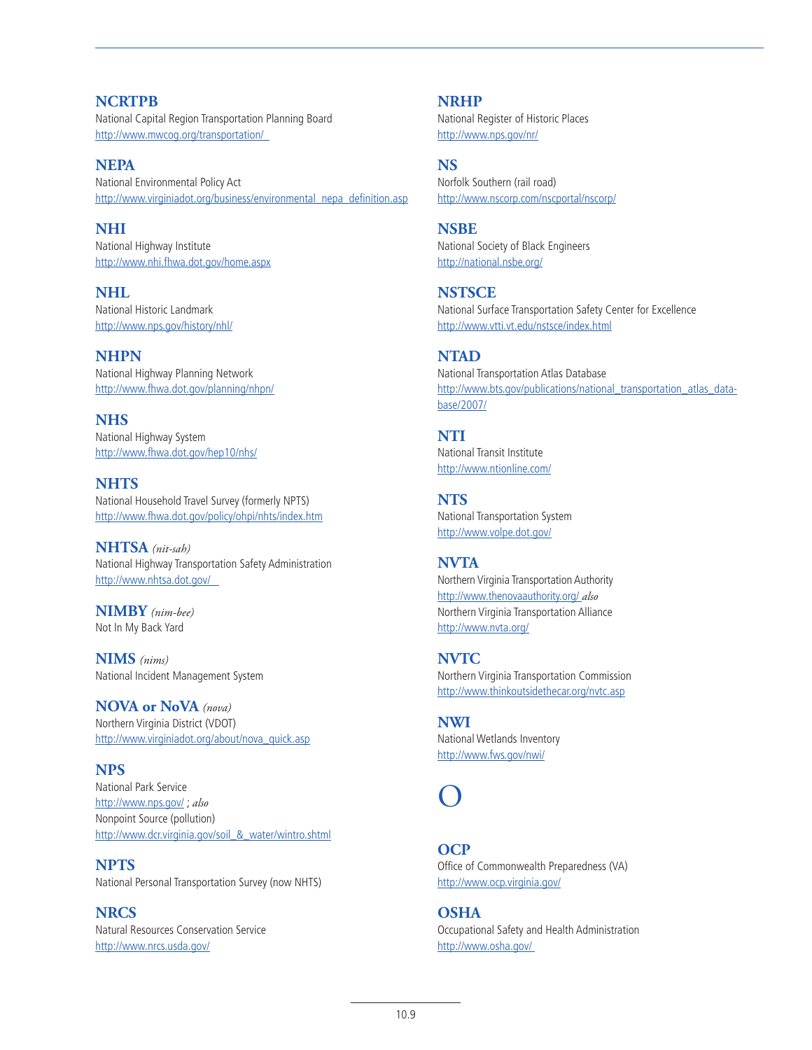### NCRTPB
National Capital Region Transportation Planning Board
http://www.mwcog.org/transportation/

### NEPA
National Environmental Policy Act
http://www.virginiadot.org/business/environmental_nepa_definition.asp

### NHI
National Highway Institute
http://www.nhi.fhwa.dot.gov/home.aspx

### NHL
National Historic Landmark
http://www.nps.gov/history/nhl/

### NHPN
National Highway Planning Network
http://www.fhwa.dot.gov/planning/nhpn/

### NHS
National Highway System
http://www.fhwa.dot.gov/hep10/nhs/

### NHTS
National Household Travel Survey (formerly NPTS)
http://www.fhwa.dot.gov/policy/ohpi/nhts/index.htm

### NHTSA *(nit-sah)*
National Highway Transportation Safety Administration
http://www.nhtsa.dot.gov/

### NIMBY *(nim-bee)*
Not In My Back Yard

### NIMS *(nims)*
National Incident Management System

### NOVA or NoVA *(nova)*
Northern Virginia District (VDOT)
http://www.virginiadot.org/about/nova_quick.asp

### NPS
National Park Service
http://www.nps.gov/ ; *also*
Nonpoint Source (pollution)
http://www.dcr.virginia.gov/soil_&_water/wintro.shtml

### NPTS
National Personal Transportation Survey (now NHTS)

### NRCS
Natural Resources Conservation Service
http://www.nrcs.usda.gov/

### NRHP
National Register of Historic Places
http://www.nps.gov/nr/

### NS
Norfolk Southern (rail road)
http://www.nscorp.com/nscportal/nscorp/

### NSBE
National Society of Black Engineers
http://national.nsbe.org/

### NSTSCE
National Surface Transportation Safety Center for Excellence
http://www.vtti.vt.edu/nstsce/index.html

### NTAD
National Transportation Atlas Database
http://www.bts.gov/publications/national_transportation_atlas_database/2007/

### NTI
National Transit Institute
http://www.ntionline.com/

### NTS
National Transportation System
http://www.volpe.dot.gov/

### NVTA
Northern Virginia Transportation Authority
http://www.thenovaauthority.org/ *also*
Northern Virginia Transportation Alliance
http://www.nvta.org/

### NVTC
Northern Virginia Transportation Commission
http://www.thinkoutsidethecar.org/nvtc.asp

### NWI
National Wetlands Inventory
http://www.fws.gov/nwi/

# O

### OCP
Office of Commonwealth Preparedness (VA)
http://www.ocp.virginia.gov/

### OSHA
Occupational Safety and Health Administration
http://www.osha.gov/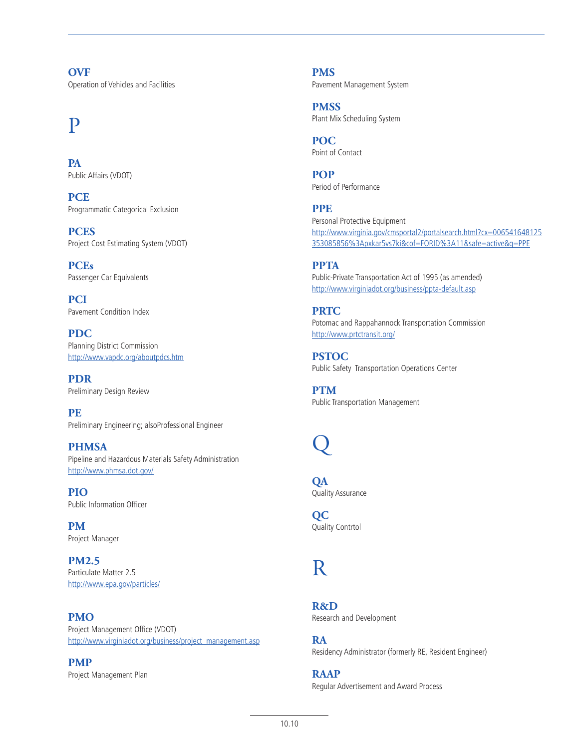**OVF**
Operation of Vehicles and Facilities

# P

**PA**
Public Affairs (VDOT)

**PCE**
Programmatic Categorical Exclusion

**PCES**
Project Cost Estimating System (VDOT)

**PCEs**
Passenger Car Equivalents

**PCI**
Pavement Condition Index

**PDC**
Planning District Commission
http://www.vapdc.org/aboutpdcs.htm

**PDR**
Preliminary Design Review

**PE**
Preliminary Engineering; alsoProfessional Engineer

**PHMSA**
Pipeline and Hazardous Materials Safety Administration
http://www.phmsa.dot.gov/

**PIO**
Public Information Officer

**PM**
Project Manager

**PM2.5**
Particulate Matter 2.5
http://www.epa.gov/particles/

**PMO**
Project Management Office (VDOT)
http://www.virginiadot.org/business/project_management.asp

**PMP**
Project Management Plan

**PMS**
Pavement Management System

**PMSS**
Plant Mix Scheduling System

**POC**
Point of Contact

**POP**
Period of Performance

**PPE**
Personal Protective Equipment
http://www.virginia.gov/cmsportal2/portalsearch.html?cx=006541648125353085856%3Apxkar5vs7ki&cof=FORID%3A11&safe=active&q=PPE

**PPTA**
Public-Private Transportation Act of 1995 (as amended)
http://www.virginiadot.org/business/ppta-default.asp

**PRTC**
Potomac and Rappahannock Transportation Commission
http://www.prtctransit.org/

**PSTOC**
Public Safety Transportation Operations Center

**PTM**
Public Transportation Management

# Q

**QA**
Quality Assurance

**QC**
Quality Contrtol

# R

**R&D**
Research and Development

**RA**
Residency Administrator (formerly RE, Resident Engineer)

**RAAP**
Regular Advertisement and Award Process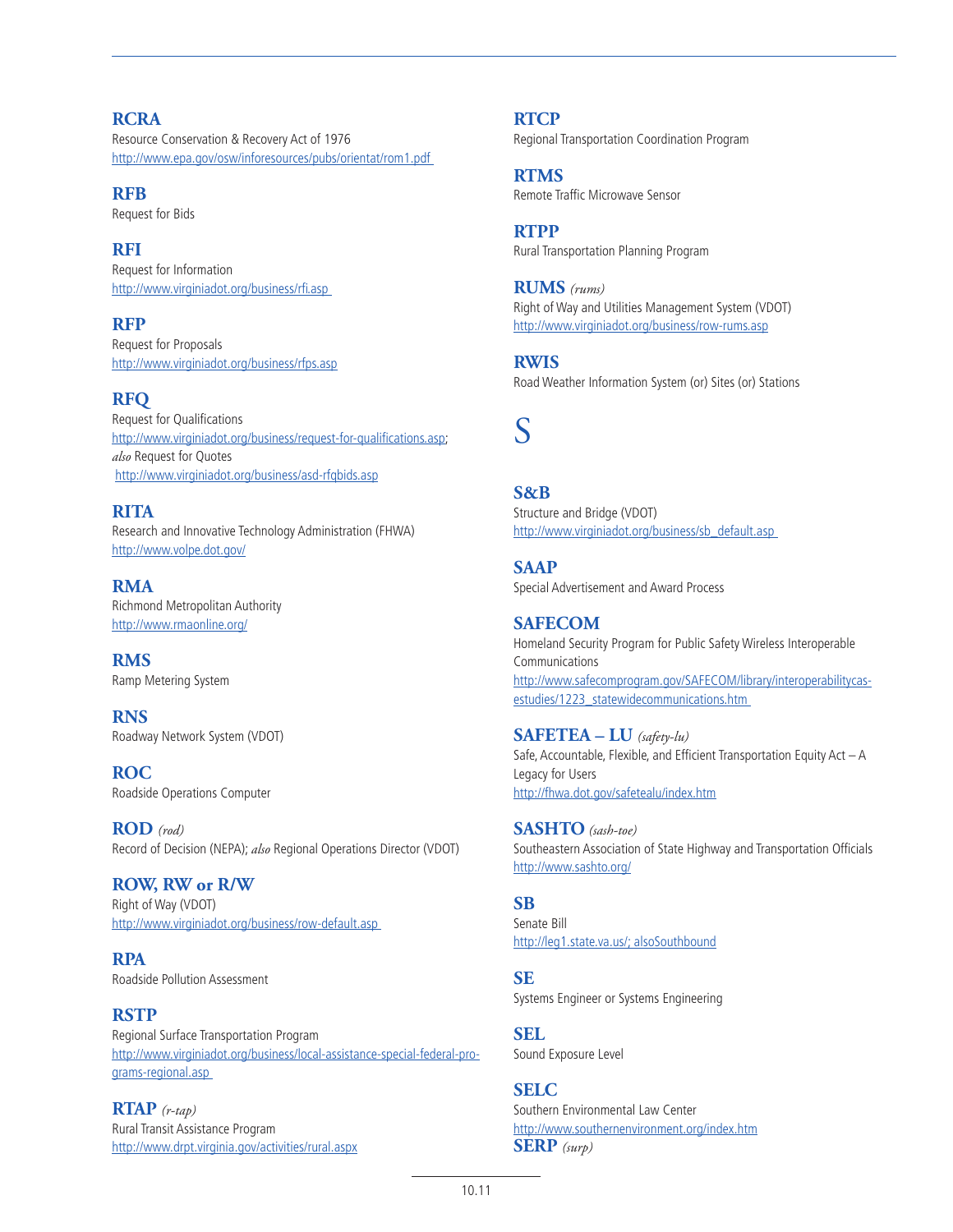**RCRA**
Resource Conservation & Recovery Act of 1976
http://www.epa.gov/osw/inforesources/pubs/orientat/rom1.pdf

**RFB**
Request for Bids

**RFI**
Request for Information
http://www.virginiadot.org/business/rfi.asp

**RFP**
Request for Proposals
http://www.virginiadot.org/business/rfps.asp

**RFQ**
Request for Qualifications
http://www.virginiadot.org/business/request-for-qualifications.asp;
*also* Request for Quotes
http://www.virginiadot.org/business/asd-rfqbids.asp

**RITA**
Research and Innovative Technology Administration (FHWA)
http://www.volpe.dot.gov/

**RMA**
Richmond Metropolitan Authority
http://www.rmaonline.org/

**RMS**
Ramp Metering System

**RNS**
Roadway Network System (VDOT)

**ROC**
Roadside Operations Computer

**ROD** *(rod)*
Record of Decision (NEPA); *also* Regional Operations Director (VDOT)

**ROW, RW or R/W**
Right of Way (VDOT)
http://www.virginiadot.org/business/row-default.asp

**RPA**
Roadside Pollution Assessment

**RSTP**
Regional Surface Transportation Program
http://www.virginiadot.org/business/local-assistance-special-federal-programs-regional.asp

**RTAP** *(r-tap)*
Rural Transit Assistance Program
http://www.drpt.virginia.gov/activities/rural.aspx

**RTCP**
Regional Transportation Coordination Program

**RTMS**
Remote Traffic Microwave Sensor

**RTPP**
Rural Transportation Planning Program

**RUMS** *(rums)*
Right of Way and Utilities Management System (VDOT)
http://www.virginiadot.org/business/row-rums.asp

**RWIS**
Road Weather Information System (or) Sites (or) Stations

# S

**S&B**
Structure and Bridge (VDOT)
http://www.virginiadot.org/business/sb_default.asp

**SAAP**
Special Advertisement and Award Process

**SAFECOM**
Homeland Security Program for Public Safety Wireless Interoperable Communications
http://www.safecomprogram.gov/SAFECOM/library/interoperabilitycasestudies/1223_statewidecommunications.htm

**SAFETEA – LU** *(safety-lu)*
Safe, Accountable, Flexible, and Efficient Transportation Equity Act – A Legacy for Users
http://fhwa.dot.gov/safetealu/index.htm

**SASHTO** *(sash-toe)*
Southeastern Association of State Highway and Transportation Officials
http://www.sashto.org/

**SB**
Senate Bill
http://leg1.state.va.us/; alsoSouthbound

**SE**
Systems Engineer or Systems Engineering

**SEL**
Sound Exposure Level

**SELC**
Southern Environmental Law Center
http://www.southernenvironment.org/index.htm

**SERP** *(surp)*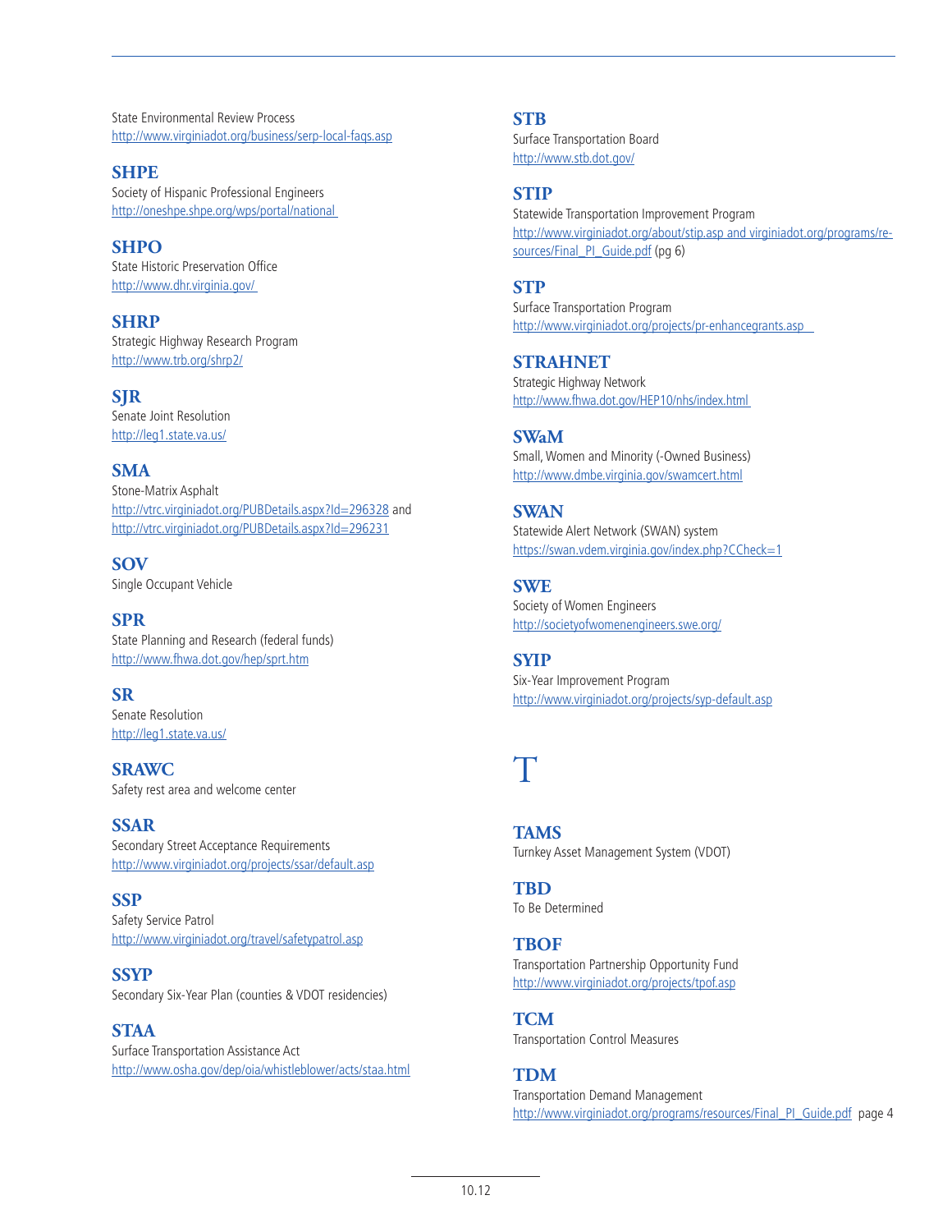State Environmental Review Process
http://www.virginiadot.org/business/serp-local-faqs.asp

### SHPE
Society of Hispanic Professional Engineers
http://oneshpe.shpe.org/wps/portal/national

### SHPO
State Historic Preservation Office
http://www.dhr.virginia.gov/

### SHRP
Strategic Highway Research Program
http://www.trb.org/shrp2/

### SJR
Senate Joint Resolution
http://leg1.state.va.us/

### SMA
Stone-Matrix Asphalt
http://vtrc.virginiadot.org/PUBDetails.aspx?Id=296328 and
http://vtrc.virginiadot.org/PUBDetails.aspx?Id=296231

### SOV
Single Occupant Vehicle

### SPR
State Planning and Research (federal funds)
http://www.fhwa.dot.gov/hep/sprt.htm

### SR
Senate Resolution
http://leg1.state.va.us/

### SRAWC
Safety rest area and welcome center

### SSAR
Secondary Street Acceptance Requirements
http://www.virginiadot.org/projects/ssar/default.asp

### SSP
Safety Service Patrol
http://www.virginiadot.org/travel/safetypatrol.asp

### SSYP
Secondary Six-Year Plan (counties & VDOT residencies)

### STAA
Surface Transportation Assistance Act
http://www.osha.gov/dep/oia/whistleblower/acts/staa.html

### STB
Surface Transportation Board
http://www.stb.dot.gov/

### STIP
Statewide Transportation Improvement Program
http://www.virginiadot.org/about/stip.asp and virginiadot.org/programs/resources/Final_PI_Guide.pdf (pg 6)

### STP
Surface Transportation Program
http://www.virginiadot.org/projects/pr-enhancegrants.asp

### STRAHNET
Strategic Highway Network
http://www.fhwa.dot.gov/HEP10/nhs/index.html

### SWaM
Small, Women and Minority (-Owned Business)
http://www.dmbe.virginia.gov/swamcert.html

### SWAN
Statewide Alert Network (SWAN) system
https://swan.vdem.virginia.gov/index.php?CCheck=1

### SWE
Society of Women Engineers
http://societyofwomenengineers.swe.org/

### SYIP
Six-Year Improvement Program
http://www.virginiadot.org/projects/syp-default.asp

# T

### TAMS
Turnkey Asset Management System (VDOT)

### TBD
To Be Determined

### TBOF
Transportation Partnership Opportunity Fund
http://www.virginiadot.org/projects/tpof.asp

### TCM
Transportation Control Measures

### TDM
Transportation Demand Management
http://www.virginiadot.org/programs/resources/Final_PI_Guide.pdf page 4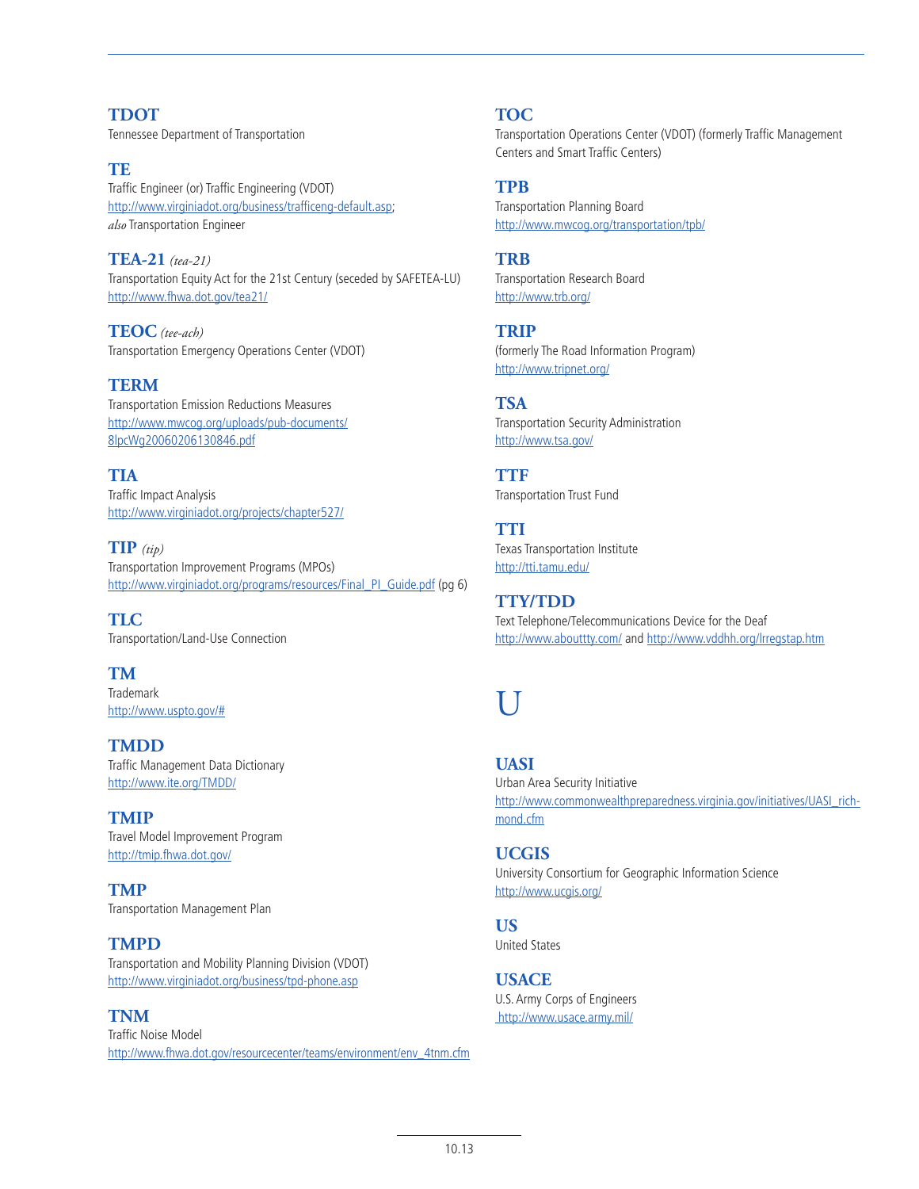### TDOT
Tennessee Department of Transportation

### TE
Traffic Engineer (or) Traffic Engineering (VDOT)
http://www.virginiadot.org/business/trafficeng-default.asp;
*also* Transportation Engineer

### TEA-21 *(tea-21)*
Transportation Equity Act for the 21st Century (seceded by SAFETEA-LU)
http://www.fhwa.dot.gov/tea21/

### TEOC *(tee-ach)*
Transportation Emergency Operations Center (VDOT)

### TERM
Transportation Emission Reductions Measures
http://www.mwcog.org/uploads/pub-documents/8lpcWg20060206130846.pdf

### TIA
Traffic Impact Analysis
http://www.virginiadot.org/projects/chapter527/

### TIP *(tip)*
Transportation Improvement Programs (MPOs)
http://www.virginiadot.org/programs/resources/Final_PI_Guide.pdf (pg 6)

### TLC
Transportation/Land-Use Connection

### TM
Trademark
http://www.uspto.gov/#

### TMDD
Traffic Management Data Dictionary
http://www.ite.org/TMDD/

### TMIP
Travel Model Improvement Program
http://tmip.fhwa.dot.gov/

### TMP
Transportation Management Plan

### TMPD
Transportation and Mobility Planning Division (VDOT)
http://www.virginiadot.org/business/tpd-phone.asp

### TNM
Traffic Noise Model
http://www.fhwa.dot.gov/resourcecenter/teams/environment/env_4tnm.cfm

### TOC
Transportation Operations Center (VDOT) (formerly Traffic Management Centers and Smart Traffic Centers)

### TPB
Transportation Planning Board
http://www.mwcog.org/transportation/tpb/

### TRB
Transportation Research Board
http://www.trb.org/

### TRIP
(formerly The Road Information Program)
http://www.tripnet.org/

### TSA
Transportation Security Administration
http://www.tsa.gov/

### TTF
Transportation Trust Fund

### TTI
Texas Transportation Institute
http://tti.tamu.edu/

### TTY/TDD
Text Telephone/Telecommunications Device for the Deaf
http://www.abouttty.com/ and http://www.vddhh.org/lrregstap.htm

# U

### UASI
Urban Area Security Initiative
http://www.commonwealthpreparedness.virginia.gov/initiatives/UASI_richmond.cfm

### UCGIS
University Consortium for Geographic Information Science
http://www.ucgis.org/

### US
United States

### USACE
U.S. Army Corps of Engineers
http://www.usace.army.mil/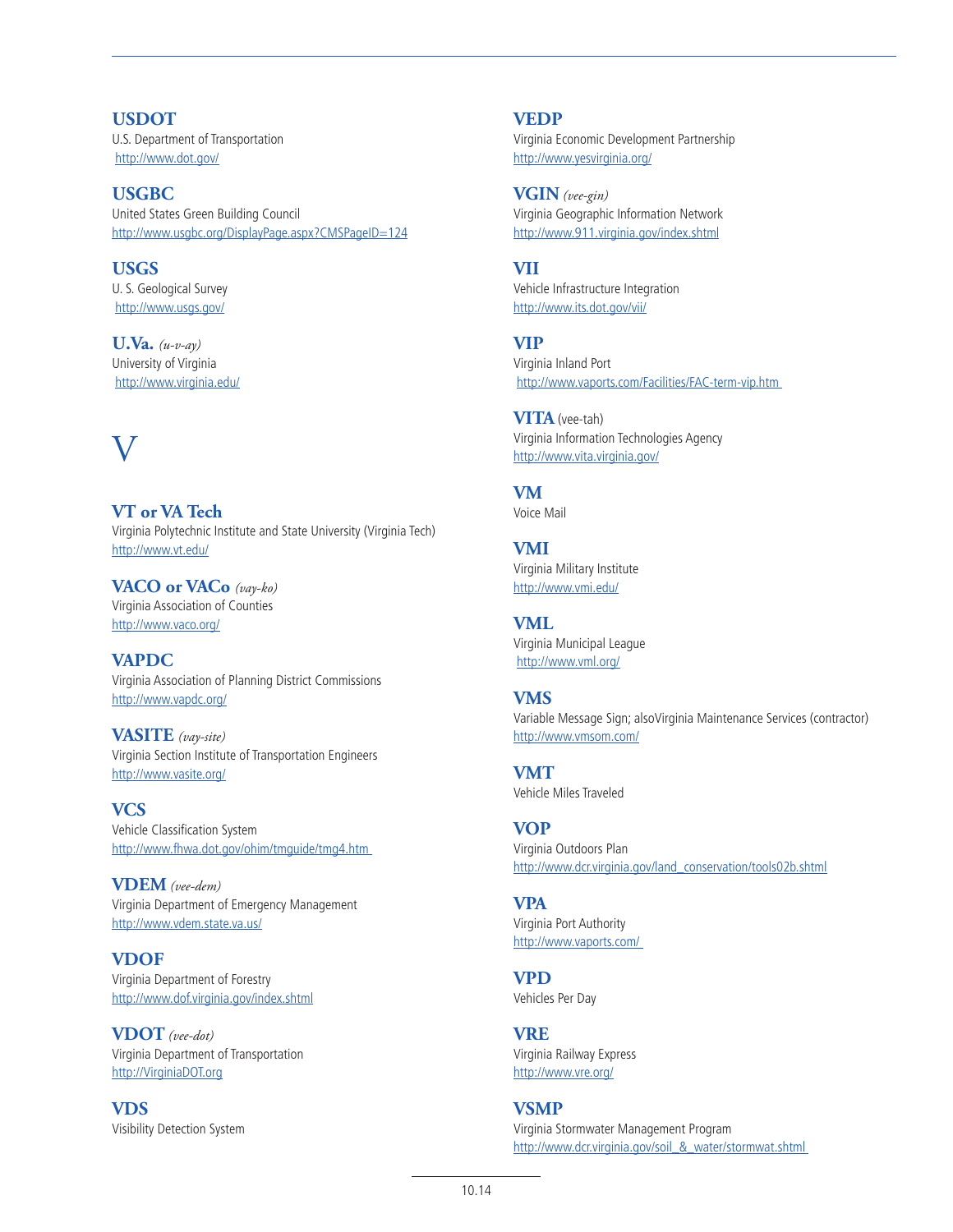**USDOT**
U.S. Department of Transportation
http://www.dot.gov/

**USGBC**
United States Green Building Council
http://www.usgbc.org/DisplayPage.aspx?CMSPageID=124

**USGS**
U. S. Geological Survey
http://www.usgs.gov/

**U.Va.** *(u-v-ay)*
University of Virginia
http://www.virginia.edu/

# V

**VT or VA Tech**
Virginia Polytechnic Institute and State University (Virginia Tech)
http://www.vt.edu/

**VACO or VACo** *(vay-ko)*
Virginia Association of Counties
http://www.vaco.org/

**VAPDC**
Virginia Association of Planning District Commissions
http://www.vapdc.org/

**VASITE** *(vay-site)*
Virginia Section Institute of Transportation Engineers
http://www.vasite.org/

**VCS**
Vehicle Classification System
http://www.fhwa.dot.gov/ohim/tmguide/tmg4.htm

**VDEM** *(vee-dem)*
Virginia Department of Emergency Management
http://www.vdem.state.va.us/

**VDOF**
Virginia Department of Forestry
http://www.dof.virginia.gov/index.shtml

**VDOT** *(vee-dot)*
Virginia Department of Transportation
http://VirginiaDOT.org

**VDS**
Visibility Detection System

**VEDP**
Virginia Economic Development Partnership
http://www.yesvirginia.org/

**VGIN** *(vee-gin)*
Virginia Geographic Information Network
http://www.911.virginia.gov/index.shtml

**VII**
Vehicle Infrastructure Integration
http://www.its.dot.gov/vii/

**VIP**
Virginia Inland Port
http://www.vaports.com/Facilities/FAC-term-vip.htm

**VITA** (vee-tah)
Virginia Information Technologies Agency
http://www.vita.virginia.gov/

**VM**
Voice Mail

**VMI**
Virginia Military Institute
http://www.vmi.edu/

**VML**
Virginia Municipal League
http://www.vml.org/

**VMS**
Variable Message Sign; alsoVirginia Maintenance Services (contractor)
http://www.vmsom.com/

**VMT**
Vehicle Miles Traveled

**VOP**
Virginia Outdoors Plan
http://www.dcr.virginia.gov/land_conservation/tools02b.shtml

**VPA**
Virginia Port Authority
http://www.vaports.com/

**VPD**
Vehicles Per Day

**VRE**
Virginia Railway Express
http://www.vre.org/

**VSMP**
Virginia Stormwater Management Program
http://www.dcr.virginia.gov/soil_&_water/stormwat.shtml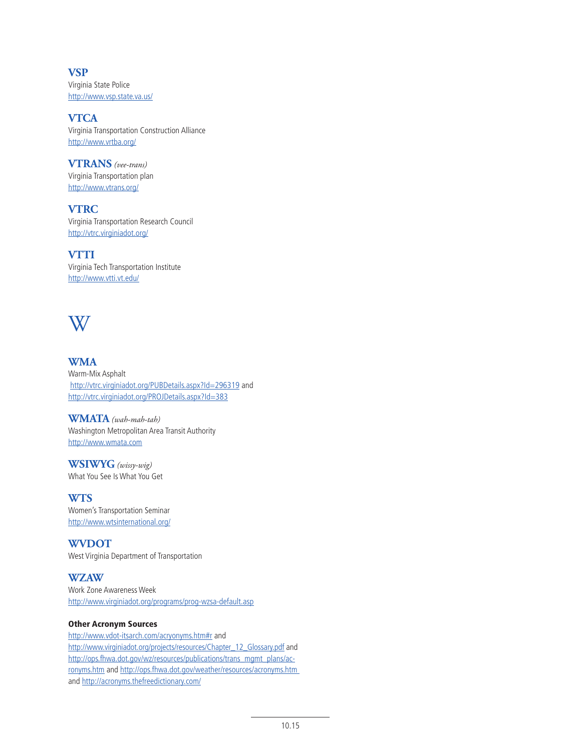### VSP
Virginia State Police
http://www.vsp.state.va.us/

### VTCA
Virginia Transportation Construction Alliance
http://www.vrtba.org/

### VTRANS *(vee-trans)*
Virginia Transportation plan
http://www.vtrans.org/

### VTRC
Virginia Transportation Research Council
http://vtrc.virginiadot.org/

### VTTI
Virginia Tech Transportation Institute
http://www.vtti.vt.edu/

# W

### WMA
Warm-Mix Asphalt
http://vtrc.virginiadot.org/PUBDetails.aspx?Id=296319 and
http://vtrc.virginiadot.org/PROJDetails.aspx?Id=383

### WMATA *(wah-mah-tah)*
Washington Metropolitan Area Transit Authority
http://www.wmata.com

### WSIWYG *(wissy-wig)*
What You See Is What You Get

### WTS
Women's Transportation Seminar
http://www.wtsinternational.org/

### WVDOT
West Virginia Department of Transportation

### WZAW
Work Zone Awareness Week
http://www.virginiadot.org/programs/prog-wzsa-default.asp

**Other Acronym Sources**

http://www.vdot-itsarch.com/acryonyms.htm#r and
http://www.virginiadot.org/projects/resources/Chapter_12_Glossary.pdf and
http://ops.fhwa.dot.gov/wz/resources/publications/trans_mgmt_plans/acronyms.htm and http://ops.fhwa.dot.gov/weather/resources/acronyms.htm
and http://acronyms.thefreedictionary.com/